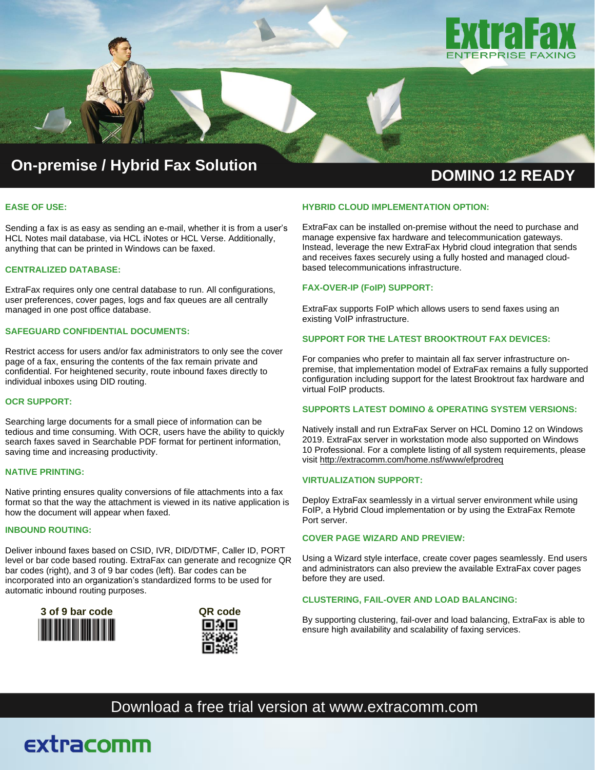# ExtraFax

ENTERPRISE FAXING

## On-premise / Hybrid Fax Solution

## DOMINO 12 READY

### EASE OF USE:

Sending a fax is as easy as sending an e-mail, whether it is from a user's HCL Notes mail database, via HCL iNotes or HCL Verse. Additionally, anything that can be printed in Windows can be faxed.

### CENTRALIZED DATABASE:

ExtraFax requires only one central database to run. All configurations, user preferences, cover pages, logs and fax queues are all centrally managed in one post office database.

### SAFEGUARD CONFIDENTIAL DOCUMENTS:

Restrict access for users and/or fax administrators to only see the cover page of a fax, ensuring the contents of the fax remain private and confidential. For heightened security, route inbound faxes directly to individual inboxes using DID routing.

### OCR SUPPORT:

Searching large documents for a small piece of information can be tedious and time consuming. With OCR, users have the ability to quickly search faxes saved in Searchable PDF format for pertinent information, saving time and increasing productivity.

### NATIVE PRINTING:

Native printing ensures quality conversions of file attachments into a fax format so that the way the attachment is viewed in its native application is how the document will appear when faxed.

### INBOUND ROUTING:

Deliver inbound faxes based on CSID, IVR, DID/DTMF, Caller ID, PORT level or bar code based routing. ExtraFax can generate and recognize QR bar codes (right), and 3 of 9 bar codes (left). Bar codes can be incorporated into an organization's standardized forms to be used for automatic inbound routing purposes.

**3 of 9 bar code**

**QR code**

### HYBRID CLOUD IMPLEMENTATION OPTION:

ExtraFax can be installed on-premise without the need to purchase and manage expensive fax hardware and telecommunication gateways. Instead, leverage the new ExtraFax Hybrid cloud integration that sends and receives faxes securely using a fully hosted and managed cloud-based telecommunications infrastructure.

### FAX-OVER-IP (FoIP) SUPPORT:

ExtraFax supports FoIP which allows users to send faxes using an existing VoIP infrastructure.

### SUPPORT FOR THE LATEST BROOKTROUT FAX DEVICES:

For companies who prefer to maintain all fax server infrastructure on-premise, that implementation model of ExtraFax remains a fully supported configuration including support for the latest Brooktrout fax hardware and virtual FoIP products.

### SUPPORTS LATEST DOMINO & OPERATING SYSTEM VERSIONS:

Natively install and run ExtraFax Server on HCL Domino 12 on Windows 2019. ExtraFax server in workstation mode also supported on Windows 10 Professional. For a complete listing of all system requirements, please visit http://extracomm.com/home.nsf/www/efprodreq

### VIRTUALIZATION SUPPORT:

Deploy ExtraFax seamlessly in a virtual server environment while using FoIP, a Hybrid Cloud implementation or by using the ExtraFax Remote Port server.

### COVER PAGE WIZARD AND PREVIEW:

Using a Wizard style interface, create cover pages seamlessly. End users and administrators can also preview the available ExtraFax cover pages before they are used.

### CLUSTERING, FAIL-OVER AND LOAD BALANCING:

By supporting clustering, fail-over and load balancing, ExtraFax is able to ensure high availability and scalability of faxing services.

Download a free trial version at www.extracomm.com

extracomm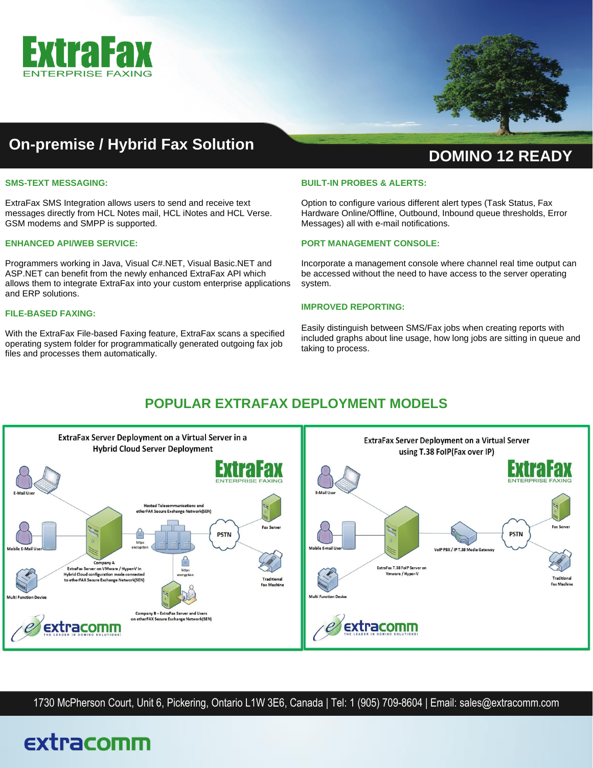# ExtraFax

ENTERPRISE FAXING

## On-premise / Hybrid Fax Solution

## DOMINO 12 READY

**SMS-TEXT MESSAGING:**

ExtraFax SMS Integration allows users to send and receive text messages directly from HCL Notes mail, HCL iNotes and HCL Verse. GSM modems and SMPP is supported.

**ENHANCED API/WEB SERVICE:**

Programmers working in Java, Visual C#.NET, Visual Basic.NET and ASP.NET can benefit from the newly enhanced ExtraFax API which allows them to integrate ExtraFax into your custom enterprise applications and ERP solutions.

**FILE-BASED FAXING:**

With the ExtraFax File-based Faxing feature, ExtraFax scans a specified operating system folder for programmatically generated outgoing fax job files and processes them automatically.

**BUILT-IN PROBES & ALERTS:**

Option to configure various different alert types (Task Status, Fax Hardware Online/Offline, Outbound, Inbound queue thresholds, Error Messages) all with e-mail notifications.

**PORT MANAGEMENT CONSOLE:**

Incorporate a management console where channel real time output can be accessed without the need to have access to the server operating system.

**IMPROVED REPORTING:**

Easily distinguish between SMS/Fax jobs when creating reports with included graphs about line usage, how long jobs are sitting in queue and taking to process.

## POPULAR EXTRAFAX DEPLOYMENT MODELS

ExtraFax Server Deployment on a Virtual Server in a Hybrid Cloud Server Deployment

ExtraFax ENTERPRISE FAXING

E-Mail User

Mobile E-Mail User

Multi Function Device

Hosted Telecommunications and etherFAX Secure Exchange Network(SEN)

https encryption

PSTN

Fax Server

Traditional Fax Machine

Company A ExtraFax Server on VMware / Hyper-V in Hybrid Cloud configuration mode connected to etherFAX Secure Exchange Network(SEN)

Company B - ExtraFax Server and Users on etherFAX Secure Exchange Network(SEN)

extracomm THE LEADER IN DOMINO SOLUTIONS!

ExtraFax Server Deployment on a Virtual Server using T.38 FoIP(Fax over IP)

ExtraFax ENTERPRISE FAXING

E-Mail User

Mobile E-mail User

Multi Function Device

ExtraFax T.38 FoIP Server on Vmware / Hyper-V

VoIP PBX / IP T.38 Media Gateway

PSTN

Fax Server

Traditional Fax Machine

extracomm THE LEADER IN DOMINO SOLUTIONS!

1730 McPherson Court, Unit 6, Pickering, Ontario L1W 3E6, Canada | Tel: 1 (905) 709-8604 | Email: sales@extracomm.com

extracomm